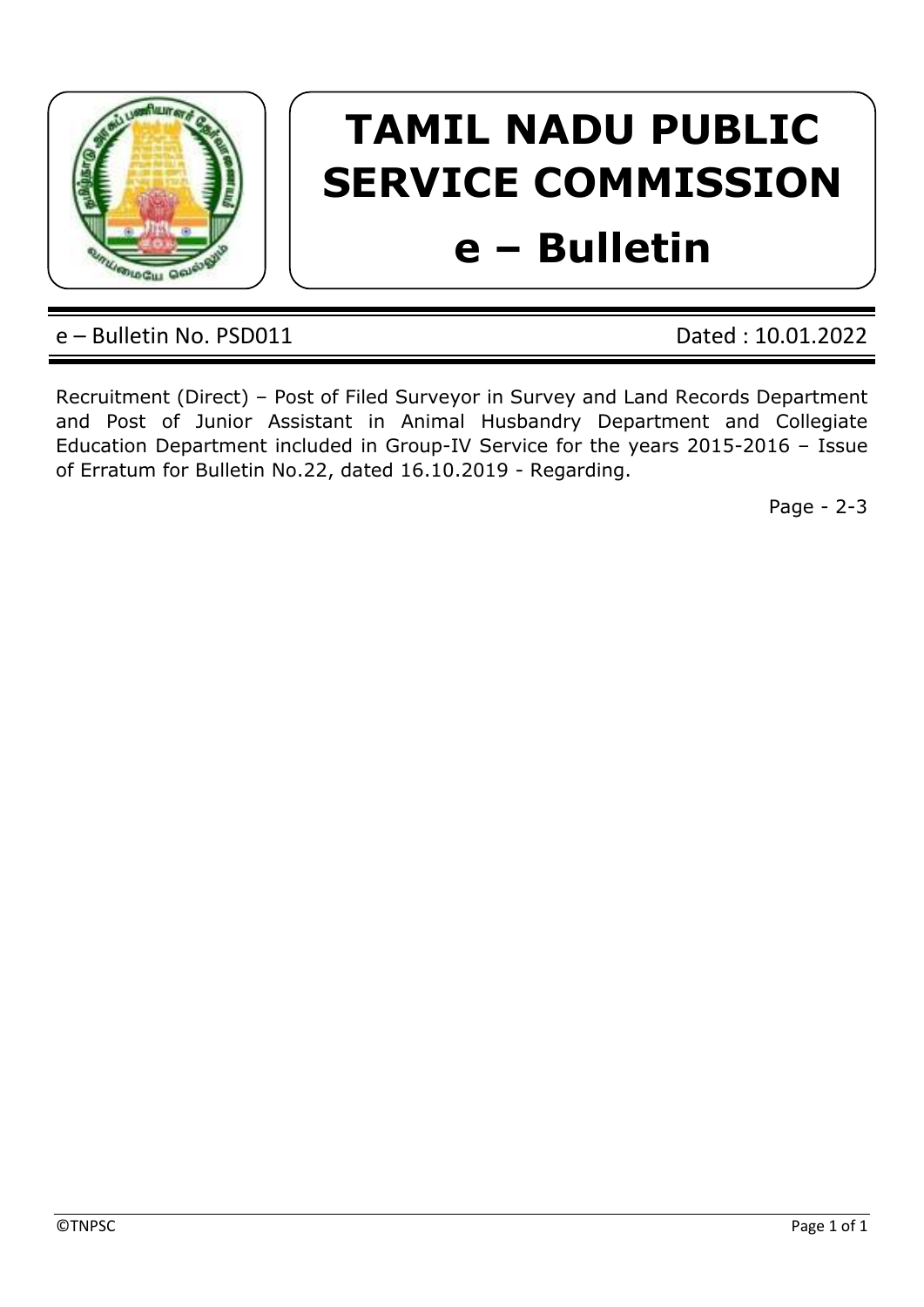# TAMIL NADU PUBLIC SERVICE COMMISSION

# e – Bulletin

e – Bulletin No. PSD011 Dated : 10.01.2022

Recruitment (Direct) – Post of Filed Surveyor in Survey and Land Records Department and Post of Junior Assistant in Animal Husbandry Department and Collegiate Education Department included in Group-IV Service for the years 2015-2016 – Issue of Erratum for Bulletin No.22, dated 16.10.2019 - Regarding.

Page - 2-3

©TNPSC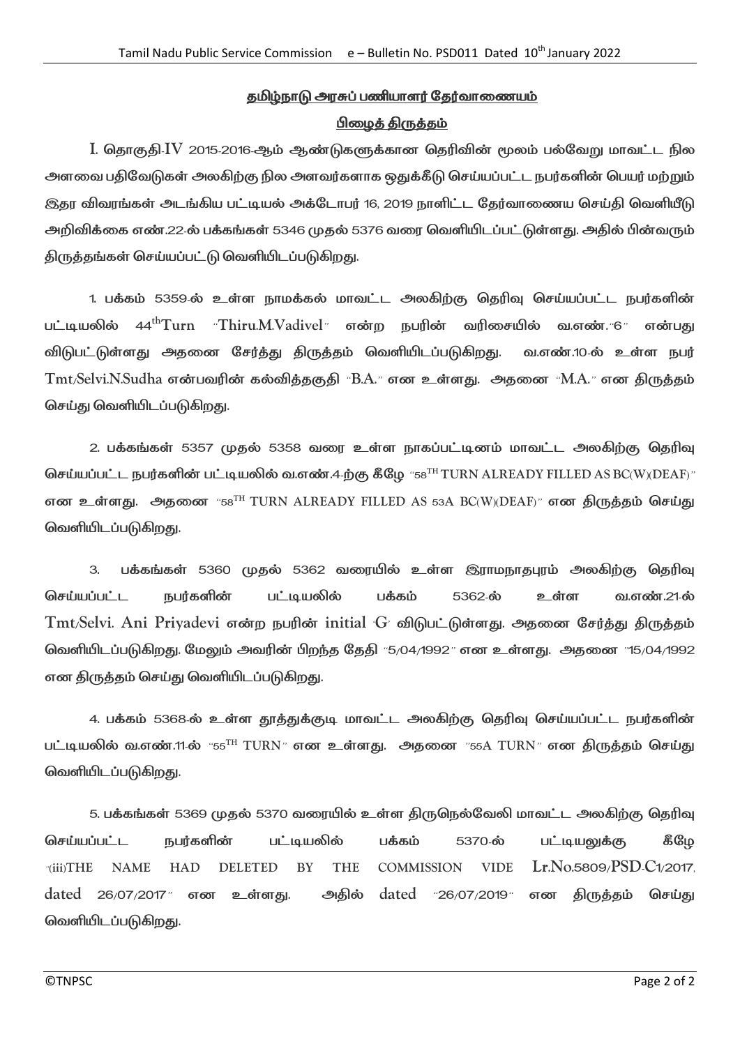## தமிழ்நாடு அரசுப் பணியாளர் தேர்வாணையம்

## பிழைத் திருத்தம்

I. தொகுதி-IV 2015-2016-ஆம் ஆண்டுகளுக்கான தெரிவின் மூலம் பல்வேறு மாவட்ட நில அளவை பதிவேடுகள் அலகிற்கு நில அளவர்களாக ஒதுக்கீடு செய்யப்பட்ட நபர்களின் பெயர் மற்றும் இதர விவரங்கள் அடங்கிய பட்டியல் அக்டோபர் 16, 2019 நாளிட்ட தேர்வாணைய செய்தி வெளியீடு அறிவிக்கை எண்.22-ல் பக்கங்கள் 5346 முதல் 5376 வரை வெளியிடப்பட்டுள்ளது. அதில் பின்வரும் திருத்தங்கள் செய்யப்பட்டு வெளியிடப்படுகிறது.

1. பக்கம் 5359-ல் உள்ள நாமக்கல் மாவட்ட அலகிற்கு தெரிவு செய்யப்பட்ட நபர்களின் பட்டியலில் 44th Turn "Thiru.M.Vadivel" என்ற நபரின் வரிசையில் வ.எண்."6" என்பது விடுபட்டுள்ளது அதனை சேர்த்து திருத்தம் வெளியிடப்படுகிறது. வ.எண்.10-ல் உள்ள நபர் Tmt/Selvi.N.Sudha என்பவரின் கல்வித்தகுதி "B.A." என உள்ளது. அதனை "M.A." என திருத்தம் செய்து வெளியிடப்படுகிறது.

2. பக்கங்கள் 5357 முதல் 5358 வரை உள்ள நாகப்பட்டினம் மாவட்ட அலகிற்கு தெரிவு செய்யப்பட்ட நபர்களின் பட்டியலில் வ.எண்.4-ற்கு கீழே "58TH TURN ALREADY FILLED AS BC(W)(DEAF)" என உள்ளது. அதனை "58TH TURN ALREADY FILLED AS 53A BC(W)(DEAF)" என திருத்தம் செய்து வெளியிடப்படுகிறது.

3. பக்கங்கள் 5360 முதல் 5362 வரையில் உள்ள இராமநாதபுரம் அலகிற்கு தெரிவு செய்யப்பட்ட நபர்களின் பட்டியலில் பக்கம் 5362-ல் உள்ள வ.எண்.21-ல் Tmt/Selvi. Ani Priyadevi என்ற நபரின் initial 'G' விடுபட்டுள்ளது. அதனை சேர்த்து திருத்தம் வெளியிடப்படுகிறது. மேலும் அவரின் பிறந்த தேதி "5/04/1992" என உள்ளது. அதனை "15/04/1992 என திருத்தம் செய்து வெளியிடப்படுகிறது.

4. பக்கம் 5368-ல் உள்ள தூத்துக்குடி மாவட்ட அலகிற்கு தெரிவு செய்யப்பட்ட நபர்களின் பட்டியலில் வ.எண்.11-ல் "55TH TURN" என உள்ளது. அதனை "55A TURN" என திருத்தம் செய்து வெளியிடப்படுகிறது.

5. பக்கங்கள் 5369 முதல் 5370 வரையில் உள்ள திருநெல்வேலி மாவட்ட அலகிற்கு தெரிவு செய்யப்பட்ட நபர்களின் பட்டியலில் பக்கம் 5370-ல் பட்டியலுக்கு கீழே "(iii)THE NAME HAD DELETED BY THE COMMISSION VIDE Lr.No.5809/PSD-C1/2017, dated 26/07/2017" என உள்ளது. அதில் dated "26/07/2019" என திருத்தம் செய்து வெளியிடப்படுகிறது.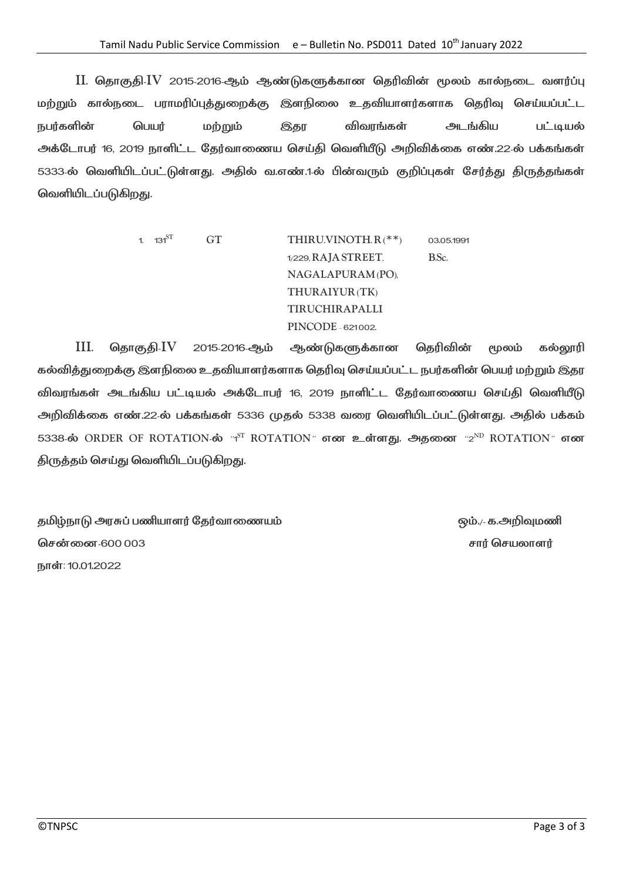II. தொகுதி-IV 2015-2016-ஆம் ஆண்டுகளுக்கான தெரிவின் மூலம் கால்நடை வளர்ப்பு மற்றும் கால்நடை பராமரிப்புத்துறைக்கு இளநிலை உதவியாளர்களாக தெரிவு செய்யப்பட்ட நபர்களின் பெயர் மற்றும் இதர விவரங்கள் அடங்கிய பட்டியல் அக்டோபர் 16, 2019 நாளிட்ட தேர்வாணைய செய்தி வெளியீடு அறிவிக்கை எண்.22-ல் பக்கங்கள் 5333-ல் வெளியிடப்பட்டுள்ளது. அதில் வ.எண்.1-ல் பின்வரும் குறிப்புகள் சேர்த்து திருத்தங்கள் வெளியிடப்படுகிறது.

| | | | | |
|---|---|---|---|---|
| 1. | 131ST | GT | THIRU.VINOTH.R (**) 1/229, RAJA STREET, NAGALAPURAM (PO), THURAIYUR (TK) TIRUCHIRAPALLI PINCODE – 621002. | 03.05.1991 B.Sc. |

III. தொகுதி-IV 2015-2016-ஆம் ஆண்டுகளுக்கான தெரிவின் மூலம் கல்லூரி கல்வித்துறைக்கு இளநிலை உதவியாளர்களாக தெரிவு செய்யப்பட்ட நபர்களின் பெயர் மற்றும் இதர விவரங்கள் அடங்கிய பட்டியல் அக்டோபர் 16, 2019 நாளிட்ட தேர்வாணைய செய்தி வெளியீடு அறிவிக்கை எண்.22-ல் பக்கங்கள் 5336 முதல் 5338 வரை வெளியிடப்பட்டுள்ளது. அதில் பக்கம் 5338-ல் ORDER OF ROTATION-ல் "1ST ROTATION" என உள்ளது. அதனை "2ND ROTATION" என திருத்தம் செய்து வெளியிடப்படுகிறது.

தமிழ்நாடு அரசுப் பணியாளர் தேர்வாணையம் — ஒம்./- க.அறிவுமணி
சென்னை-600 003 — சார் செயலாளர்
நாள்: 10.01.2022